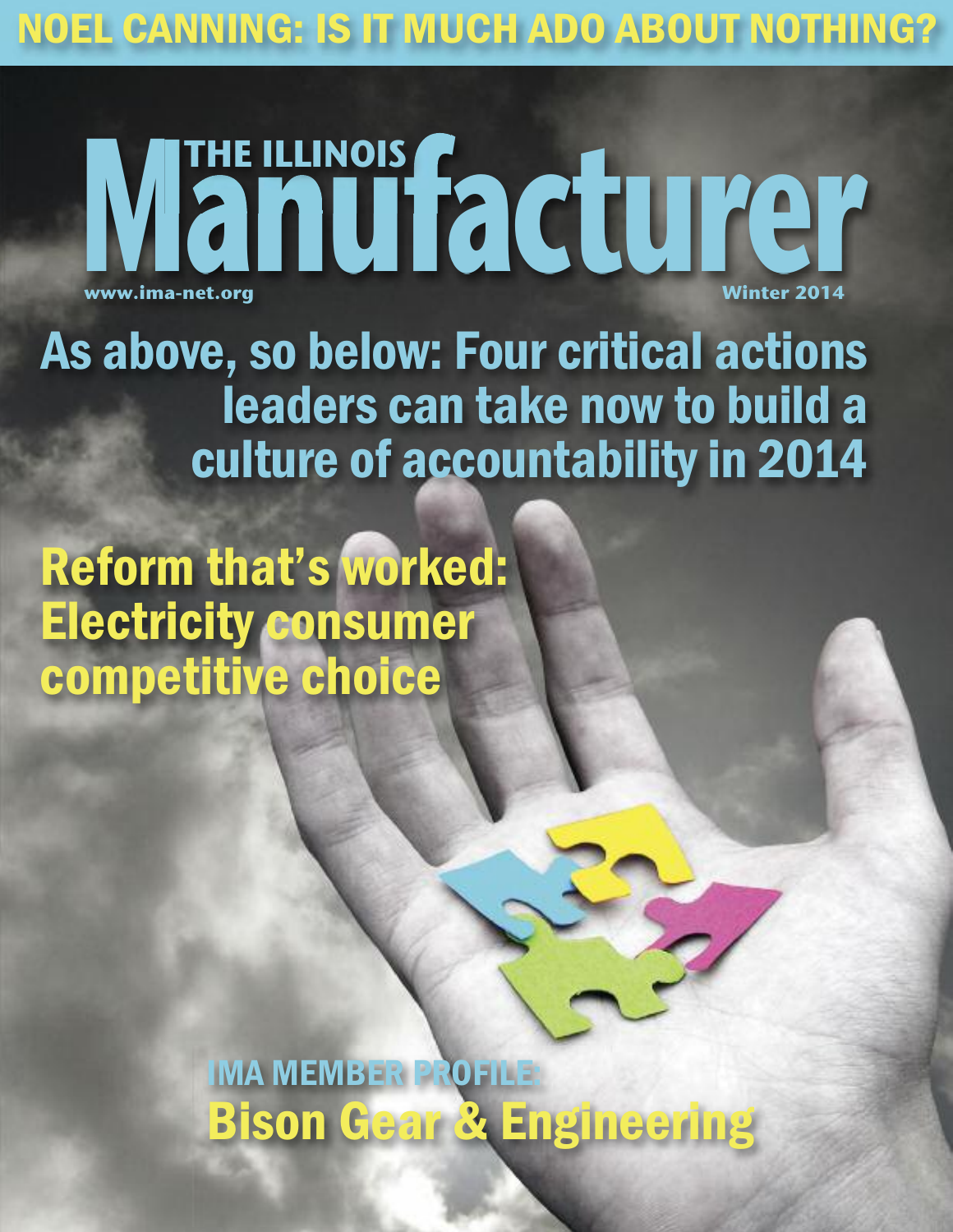# NOEL CANNING: IS IT MUCH ADO ABOUT NOTHING?

# THE ILLINOIS Manufacturer

www.ima-net.org

Winter 2014

## As above, so below: Four critical actions leaders can take now to build a culture of accountability in 2014

## Reform that's worked: Electricity consumer competitive choice

IMA MEMBER PROFILE:

## Bison Gear & Engineering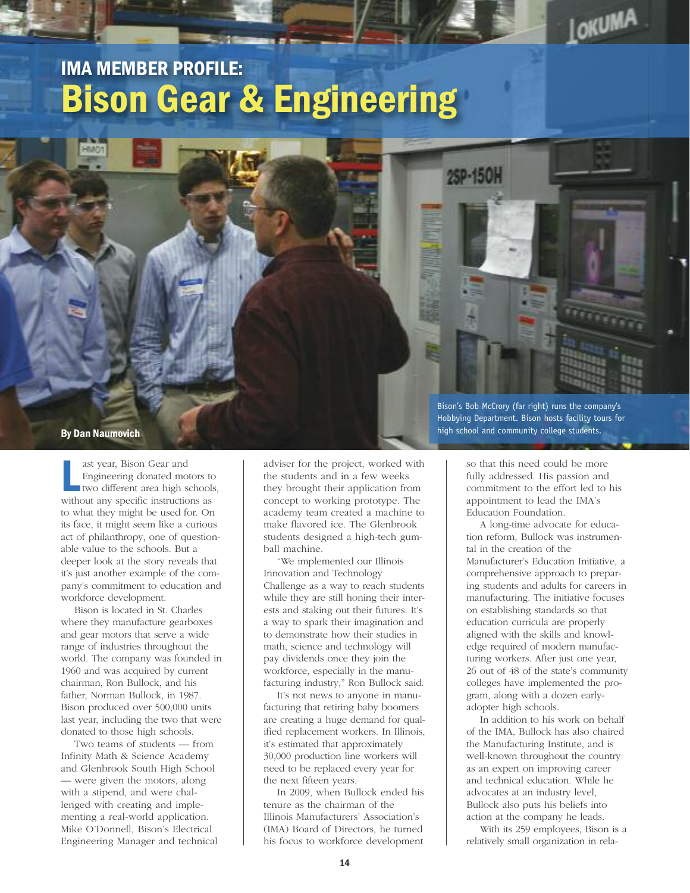# IMA MEMBER PROFILE: Bison Gear & Engineering

Bison's Bob McCrory (far right) runs the company's Hobbying Department. Bison hosts facility tours for high school and community college students.

**By Dan Naumovich**

Last year, Bison Gear and Engineering donated motors to two different area high schools, without any specific instructions as to what they might be used for. On its face, it might seem like a curious act of philanthropy, one of questionable value to the schools. But a deeper look at the story reveals that it's just another example of the company's commitment to education and workforce development.

Bison is located in St. Charles where they manufacture gearboxes and gear motors that serve a wide range of industries throughout the world. The company was founded in 1960 and was acquired by current chairman, Ron Bullock, and his father, Norman Bullock, in 1987. Bison produced over 500,000 units last year, including the two that were donated to those high schools.

Two teams of students — from Infinity Math & Science Academy and Glenbrook South High School — were given the motors, along with a stipend, and were challenged with creating and implementing a real-world application. Mike O'Donnell, Bison's Electrical Engineering Manager and technical adviser for the project, worked with the students and in a few weeks they brought their application from concept to working prototype. The academy team created a machine to make flavored ice. The Glenbrook students designed a high-tech gumball machine.

"We implemented our Illinois Innovation and Technology Challenge as a way to reach students while they are still honing their interests and staking out their futures. It's a way to spark their imagination and to demonstrate how their studies in math, science and technology will pay dividends once they join the workforce, especially in the manufacturing industry," Ron Bullock said.

It's not news to anyone in manufacturing that retiring baby boomers are creating a huge demand for qualified replacement workers. In Illinois, it's estimated that approximately 30,000 production line workers will need to be replaced every year for the next fifteen years.

In 2009, when Bullock ended his tenure as the chairman of the Illinois Manufacturers' Association's (IMA) Board of Directors, he turned his focus to workforce development so that this need could be more fully addressed. His passion and commitment to the effort led to his appointment to lead the IMA's Education Foundation.

A long-time advocate for education reform, Bullock was instrumental in the creation of the Manufacturer's Education Initiative, a comprehensive approach to preparing students and adults for careers in manufacturing. The initiative focuses on establishing standards so that education curricula are properly aligned with the skills and knowledge required of modern manufacturing workers. After just one year, 26 out of 48 of the state's community colleges have implemented the program, along with a dozen early-adopter high schools.

In addition to his work on behalf of the IMA, Bullock has also chaired the Manufacturing Institute, and is well-known throughout the country as an expert on improving career and technical education. While he advocates at an industry level, Bullock also puts his beliefs into action at the company he leads.

With its 259 employees, Bison is a relatively small organization in rela-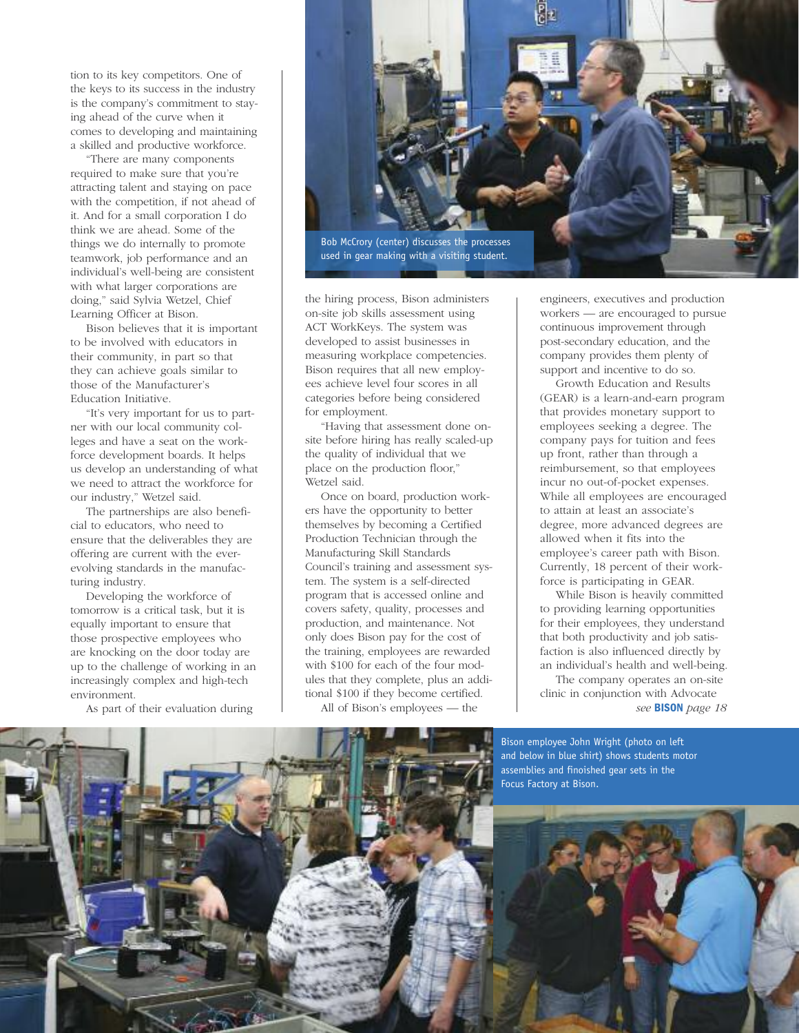tion to its key competitors. One of the keys to its success in the industry is the company's commitment to staying ahead of the curve when it comes to developing and maintaining a skilled and productive workforce.

"There are many components required to make sure that you're attracting talent and staying on pace with the competition, if not ahead of it. And for a small corporation I do think we are ahead. Some of the things we do internally to promote teamwork, job performance and an individual's well-being are consistent with what larger corporations are doing," said Sylvia Wetzel, Chief Learning Officer at Bison.

Bison believes that it is important to be involved with educators in their community, in part so that they can achieve goals similar to those of the Manufacturer's Education Initiative.

"It's very important for us to partner with our local community colleges and have a seat on the workforce development boards. It helps us develop an understanding of what we need to attract the workforce for our industry," Wetzel said.

The partnerships are also beneficial to educators, who need to ensure that the deliverables they are offering are current with the ever-evolving standards in the manufacturing industry.

Developing the workforce of tomorrow is a critical task, but it is equally important to ensure that those prospective employees who are knocking on the door today are up to the challenge of working in an increasingly complex and high-tech environment.

As part of their evaluation during the hiring process, Bison administers on-site job skills assessment using ACT WorkKeys. The system was developed to assist businesses in measuring workplace competencies. Bison requires that all new employees achieve level four scores in all categories before being considered for employment.

"Having that assessment done on-site before hiring has really scaled-up the quality of individual that we place on the production floor," Wetzel said.

Once on board, production workers have the opportunity to better themselves by becoming a Certified Production Technician through the Manufacturing Skill Standards Council's training and assessment system. The system is a self-directed program that is accessed online and covers safety, quality, processes and production, and maintenance. Not only does Bison pay for the cost of the training, employees are rewarded with $100 for each of the four modules that they complete, plus an additional $100 if they become certified.

All of Bison's employees — the engineers, executives and production workers — are encouraged to pursue continuous improvement through post-secondary education, and the company provides them plenty of support and incentive to do so.

Growth Education and Results (GEAR) is a learn-and-earn program that provides monetary support to employees seeking a degree. The company pays for tuition and fees up front, rather than through a reimbursement, so that employees incur no out-of-pocket expenses. While all employees are encouraged to attain at least an associate's degree, more advanced degrees are allowed when it fits into the employee's career path with Bison. Currently, 18 percent of their workforce is participating in GEAR.

While Bison is heavily committed to providing learning opportunities for their employees, they understand that both productivity and job satisfaction is also influenced directly by an individual's health and well-being.

The company operates an on-site clinic in conjunction with Advocate

*see* **BISON** *page 18*

Bob McCrory (center) discusses the processes used in gear making with a visiting student.

Bison employee John Wright (photo on left and below in blue shirt) shows students motor assemblies and finoished gear sets in the Focus Factory at Bison.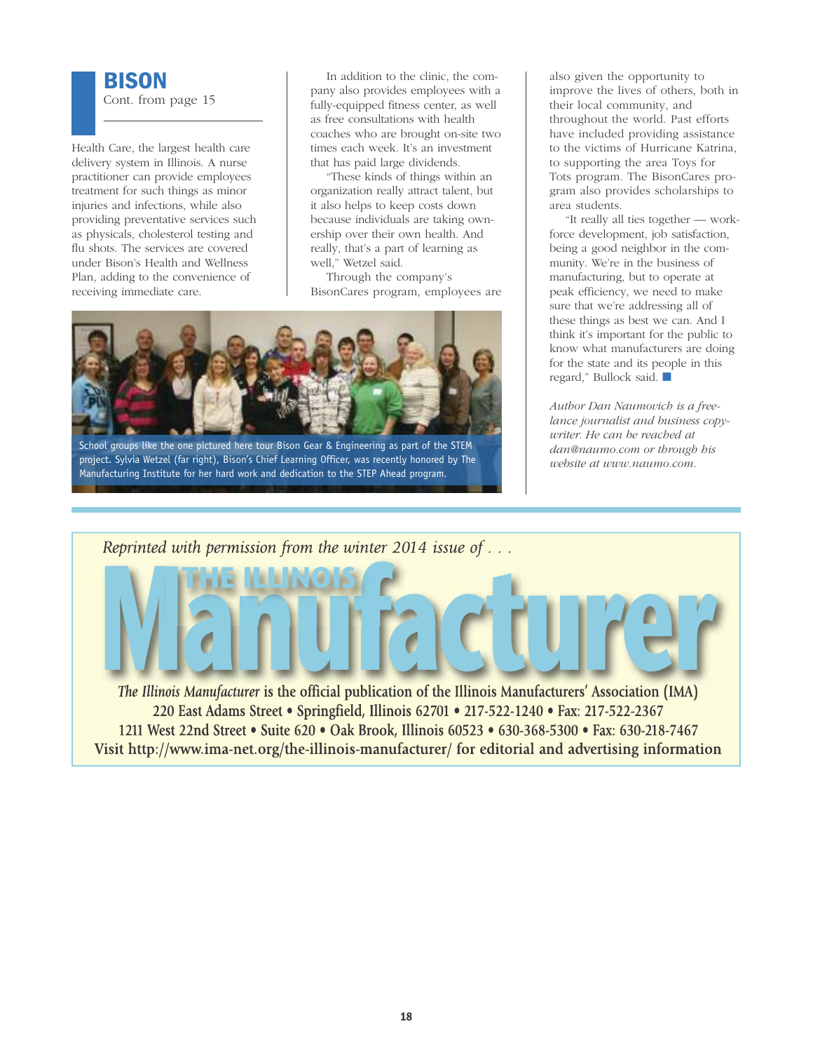## BISON

Cont. from page 15

Health Care, the largest health care delivery system in Illinois. A nurse practitioner can provide employees treatment for such things as minor injuries and infections, while also providing preventative services such as physicals, cholesterol testing and flu shots. The services are covered under Bison's Health and Wellness Plan, adding to the convenience of receiving immediate care.

In addition to the clinic, the company also provides employees with a fully-equipped fitness center, as well as free consultations with health coaches who are brought on-site two times each week. It's an investment that has paid large dividends.

"These kinds of things within an organization really attract talent, but it also helps to keep costs down because individuals are taking ownership over their own health. And really, that's a part of learning as well," Wetzel said.

Through the company's BisonCares program, employees are also given the opportunity to improve the lives of others, both in their local community, and throughout the world. Past efforts have included providing assistance to the victims of Hurricane Katrina, to supporting the area Toys for Tots program. The BisonCares program also provides scholarships to area students.

"It really all ties together — workforce development, job satisfaction, being a good neighbor in the community. We're in the business of manufacturing, but to operate at peak efficiency, we need to make sure that we're addressing all of these things as best we can. And I think it's important for the public to know what manufacturers are doing for the state and its people in this regard," Bullock said. ■

School groups like the one pictured here tour Bison Gear & Engineering as part of the STEM project. Sylvia Wetzel (far right), Bison's Chief Learning Officer, was recently honored by The Manufacturing Institute for her hard work and dedication to the STEP Ahead program.

*Author Dan Naumovich is a freelance journalist and business copywriter. He can be reached at dan@naumo.com or through his website at www.naumo.com.*

---

*Reprinted with permission from the winter 2014 issue of . . .*

# THE ILLINOIS Manufacturer

*The Illinois Manufacturer* is the official publication of the Illinois Manufacturers' Association (IMA)
220 East Adams Street • Springfield, Illinois 62701 • 217-522-1240 • Fax: 217-522-2367
1211 West 22nd Street • Suite 620 • Oak Brook, Illinois 60523 • 630-368-5300 • Fax: 630-218-7467
Visit http://www.ima-net.org/the-illinois-manufacturer/ for editorial and advertising information